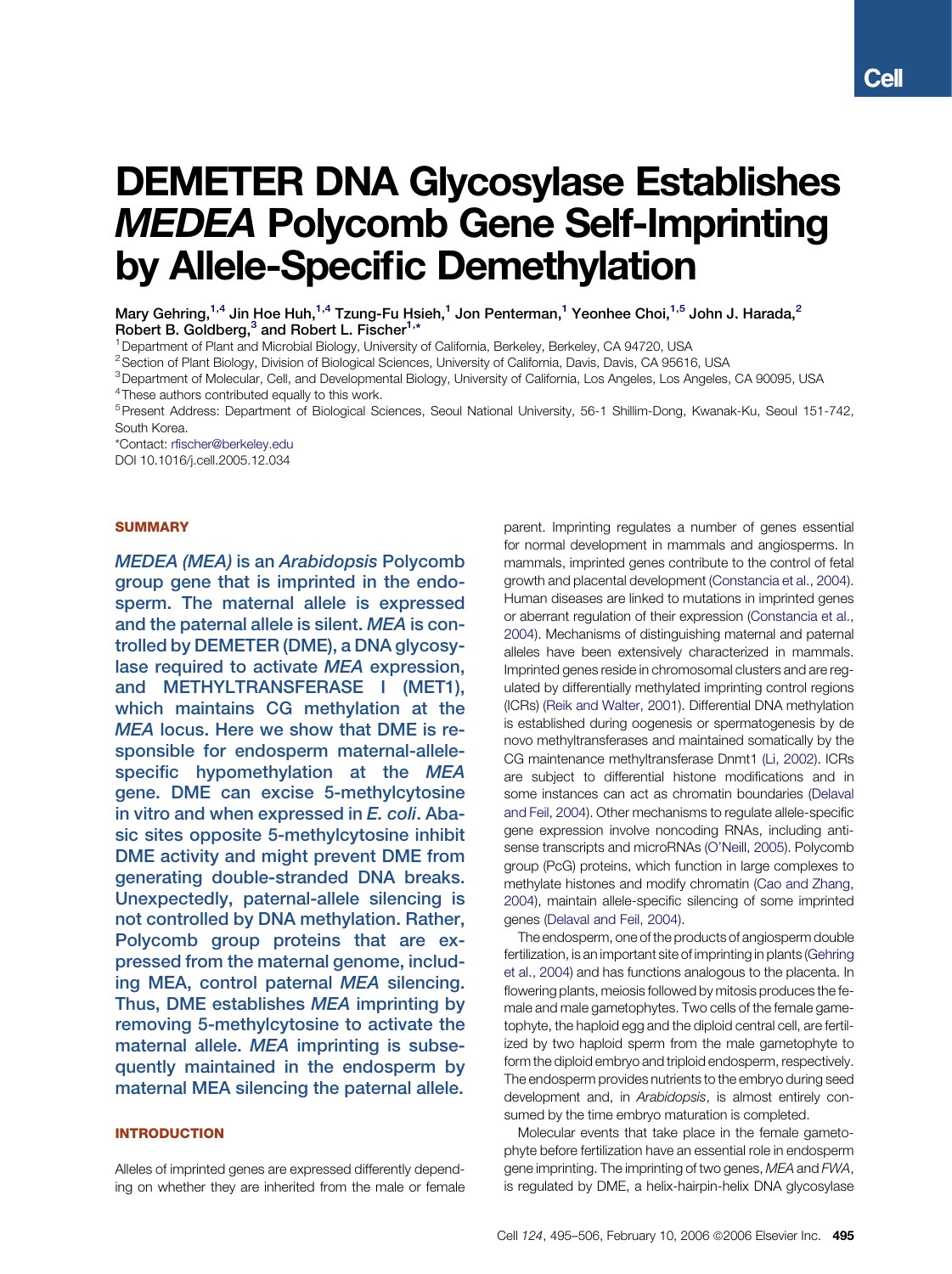# DEMETER DNA Glycosylase Establishes *MEDEA* Polycomb Gene Self-Imprinting by Allele-Specific Demethylation

Mary Gehring,[1,4] Jin Hoe Huh,[1,4] Tzung-Fu Hsieh,[1] Jon Penterman,[1] Yeonhee Choi,[1,5] John J. Harada,[2] Robert B. Goldberg,[3] and Robert L. Fischer[1,*]

[1] Department of Plant and Microbial Biology, University of California, Berkeley, Berkeley, CA 94720, USA
[2] Section of Plant Biology, Division of Biological Sciences, University of California, Davis, Davis, CA 95616, USA
[3] Department of Molecular, Cell, and Developmental Biology, University of California, Los Angeles, Los Angeles, CA 90095, USA
[4] These authors contributed equally to this work.
[5] Present Address: Department of Biological Sciences, Seoul National University, 56-1 Shillim-Dong, Kwanak-Ku, Seoul 151-742, South Korea.
*Contact: rfischer@berkeley.edu
DOI 10.1016/j.cell.2005.12.034

## SUMMARY

*MEDEA (MEA)* is an *Arabidopsis* Polycomb group gene that is imprinted in the endosperm. The maternal allele is expressed and the paternal allele is silent. *MEA* is controlled by DEMETER (DME), a DNA glycosylase required to activate *MEA* expression, and METHYLTRANSFERASE I (MET1), which maintains CG methylation at the *MEA* locus. Here we show that DME is responsible for endosperm maternal-allele-specific hypomethylation at the *MEA* gene. DME can excise 5-methylcytosine in vitro and when expressed in *E. coli*. Abasic sites opposite 5-methylcytosine inhibit DME activity and might prevent DME from generating double-stranded DNA breaks. Unexpectedly, paternal-allele silencing is not controlled by DNA methylation. Rather, Polycomb group proteins that are expressed from the maternal genome, including MEA, control paternal *MEA* silencing. Thus, DME establishes *MEA* imprinting by removing 5-methylcytosine to activate the maternal allele. *MEA* imprinting is subsequently maintained in the endosperm by maternal MEA silencing the paternal allele.

## INTRODUCTION

Alleles of imprinted genes are expressed differently depending on whether they are inherited from the male or female parent. Imprinting regulates a number of genes essential for normal development in mammals and angiosperms. In mammals, imprinted genes contribute to the control of fetal growth and placental development (Constancia et al., 2004). Human diseases are linked to mutations in imprinted genes or aberrant regulation of their expression (Constancia et al., 2004). Mechanisms of distinguishing maternal and paternal alleles have been extensively characterized in mammals. Imprinted genes reside in chromosomal clusters and are regulated by differentially methylated imprinting control regions (ICRs) (Reik and Walter, 2001). Differential DNA methylation is established during oogenesis or spermatogenesis by de novo methyltransferases and maintained somatically by the CG maintenance methyltransferase Dnmt1 (Li, 2002). ICRs are subject to differential histone modifications and in some instances can act as chromatin boundaries (Delaval and Feil, 2004). Other mechanisms to regulate allele-specific gene expression involve noncoding RNAs, including antisense transcripts and microRNAs (O'Neill, 2005). Polycomb group (PcG) proteins, which function in large complexes to methylate histones and modify chromatin (Cao and Zhang, 2004), maintain allele-specific silencing of some imprinted genes (Delaval and Feil, 2004).

The endosperm, one of the products of angiosperm double fertilization, is an important site of imprinting in plants (Gehring et al., 2004) and has functions analogous to the placenta. In flowering plants, meiosis followed by mitosis produces the female and male gametophytes. Two cells of the female gametophyte, the haploid egg and the diploid central cell, are fertilized by two haploid sperm from the male gametophyte to form the diploid embryo and triploid endosperm, respectively. The endosperm provides nutrients to the embryo during seed development and, in *Arabidopsis*, is almost entirely consumed by the time embryo maturation is completed.

Molecular events that take place in the female gametophyte before fertilization have an essential role in endosperm gene imprinting. The imprinting of two genes, *MEA* and *FWA*, is regulated by DME, a helix-hairpin-helix DNA glycosylase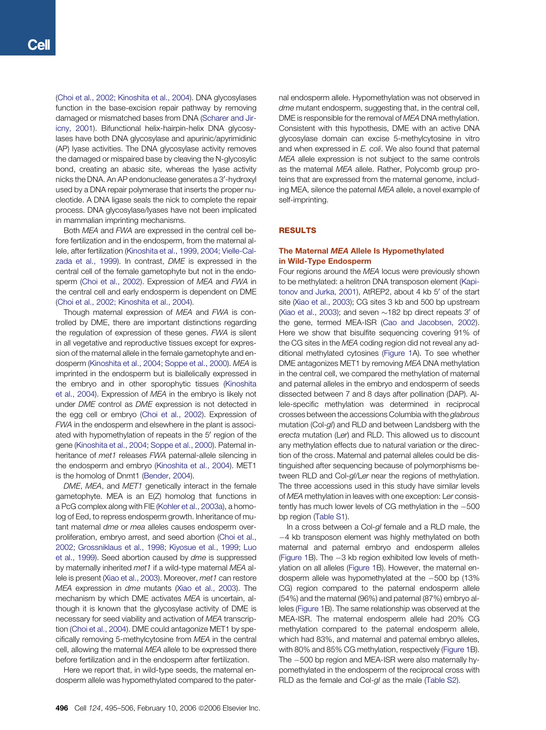(Choi et al., 2002; Kinoshita et al., 2004). DNA glycosylases function in the base-excision repair pathway by removing damaged or mismatched bases from DNA (Scharer and Jiricny, 2001). Bifunctional helix-hairpin-helix DNA glycosylases have both DNA glycosylase and apurinic/apyrimidinic (AP) lyase activities. The DNA glycosylase activity removes the damaged or mispaired base by cleaving the N-glycosylic bond, creating an abasic site, whereas the lyase activity nicks the DNA. An AP endonuclease generates a 3′-hydroxyl used by a DNA repair polymerase that inserts the proper nucleotide. A DNA ligase seals the nick to complete the repair process. DNA glycosylase/lyases have not been implicated in mammalian imprinting mechanisms.

Both *MEA* and *FWA* are expressed in the central cell before fertilization and in the endosperm, from the maternal allele, after fertilization (Kinoshita et al., 1999, 2004; Vielle-Calzada et al., 1999). In contrast, *DME* is expressed in the central cell of the female gametophyte but not in the endosperm (Choi et al., 2002). Expression of *MEA* and *FWA* in the central cell and early endosperm is dependent on DME (Choi et al., 2002; Kinoshita et al., 2004).

Though maternal expression of *MEA* and *FWA* is controlled by DME, there are important distinctions regarding the regulation of expression of these genes. *FWA* is silent in all vegetative and reproductive tissues except for expression of the maternal allele in the female gametophyte and endosperm (Kinoshita et al., 2004; Soppe et al., 2000). *MEA* is imprinted in the endosperm but is biallelically expressed in the embryo and in other sporophytic tissues (Kinoshita et al., 2004). Expression of *MEA* in the embryo is likely not under *DME* control as *DME* expression is not detected in the egg cell or embryo (Choi et al., 2002). Expression of *FWA* in the endosperm and elsewhere in the plant is associated with hypomethylation of repeats in the 5′ region of the gene (Kinoshita et al., 2004; Soppe et al., 2000). Paternal inheritance of *met1* releases *FWA* paternal-allele silencing in the endosperm and embryo (Kinoshita et al., 2004). MET1 is the homolog of Dnmt1 (Bender, 2004).

*DME*, *MEA*, and *MET1* genetically interact in the female gametophyte. MEA is an E(Z) homolog that functions in a PcG complex along with FIE (Kohler et al., 2003a), a homolog of Eed, to repress endosperm growth. Inheritance of mutant maternal *dme* or *mea* alleles causes endosperm overproliferation, embryo arrest, and seed abortion (Choi et al., 2002; Grossniklaus et al., 1998; Kiyosue et al., 1999; Luo et al., 1999). Seed abortion caused by *dme* is suppressed by maternally inherited *met1* if a wild-type maternal *MEA* allele is present (Xiao et al., 2003). Moreover, *met1* can restore *MEA* expression in *dme* mutants (Xiao et al., 2003). The mechanism by which DME activates *MEA* is uncertain, although it is known that the glycosylase activity of DME is necessary for seed viability and activation of *MEA* transcription (Choi et al., 2004). DME could antagonize MET1 by specifically removing 5-methylcytosine from *MEA* in the central cell, allowing the maternal *MEA* allele to be expressed there before fertilization and in the endosperm after fertilization.

Here we report that, in wild-type seeds, the maternal endosperm allele was hypomethylated compared to the paternal endosperm allele. Hypomethylation was not observed in *dme* mutant endosperm, suggesting that, in the central cell, DME is responsible for the removal of *MEA* DNA methylation. Consistent with this hypothesis, DME with an active DNA glycosylase domain can excise 5-methylcytosine in vitro and when expressed in *E. coli*. We also found that paternal *MEA* allele expression is not subject to the same controls as the maternal *MEA* allele. Rather, Polycomb group proteins that are expressed from the maternal genome, including MEA, silence the paternal *MEA* allele, a novel example of self-imprinting.

## RESULTS

### The Maternal *MEA* Allele Is Hypomethylated in Wild-Type Endosperm

Four regions around the *MEA* locus were previously shown to be methylated: a helitron DNA transposon element (Kapitonov and Jurka, 2001), AtREP2, about 4 kb 5′ of the start site (Xiao et al., 2003); CG sites 3 kb and 500 bp upstream (Xiao et al., 2003); and seven ~182 bp direct repeats 3′ of the gene, termed MEA-ISR (Cao and Jacobsen, 2002). Here we show that bisulfite sequencing covering 91% of the CG sites in the *MEA* coding region did not reveal any additional methylated cytosines (Figure 1A). To see whether DME antagonizes MET1 by removing *MEA* DNA methylation in the central cell, we compared the methylation of maternal and paternal alleles in the embryo and endosperm of seeds dissected between 7 and 8 days after pollination (DAP). Allele-specific methylation was determined in reciprocal crosses between the accessions Columbia with the *glabrous* mutation (Col-*gl*) and RLD and between Landsberg with the *erecta* mutation (L*er*) and RLD. This allowed us to discount any methylation effects due to natural variation or the direction of the cross. Maternal and paternal alleles could be distinguished after sequencing because of polymorphisms between RLD and Col-*gl*/L*er* near the regions of methylation. The three accessions used in this study have similar levels of *MEA* methylation in leaves with one exception: L*er* consistently has much lower levels of CG methylation in the −500 bp region (Table S1).

In a cross between a Col-*gl* female and a RLD male, the −4 kb transposon element was highly methylated on both maternal and paternal embryo and endosperm alleles (Figure 1B). The −3 kb region exhibited low levels of methylation on all alleles (Figure 1B). However, the maternal endosperm allele was hypomethylated at the −500 bp (13% CG) region compared to the paternal endosperm allele (54%) and the maternal (96%) and paternal (87%) embryo alleles (Figure 1B). The same relationship was observed at the MEA-ISR. The maternal endosperm allele had 20% CG methylation compared to the paternal endosperm allele, which had 83%, and maternal and paternal embryo alleles, with 80% and 85% CG methylation, respectively (Figure 1B). The −500 bp region and MEA-ISR were also maternally hypomethylated in the endosperm of the reciprocal cross with RLD as the female and Col-*gl* as the male (Table S2).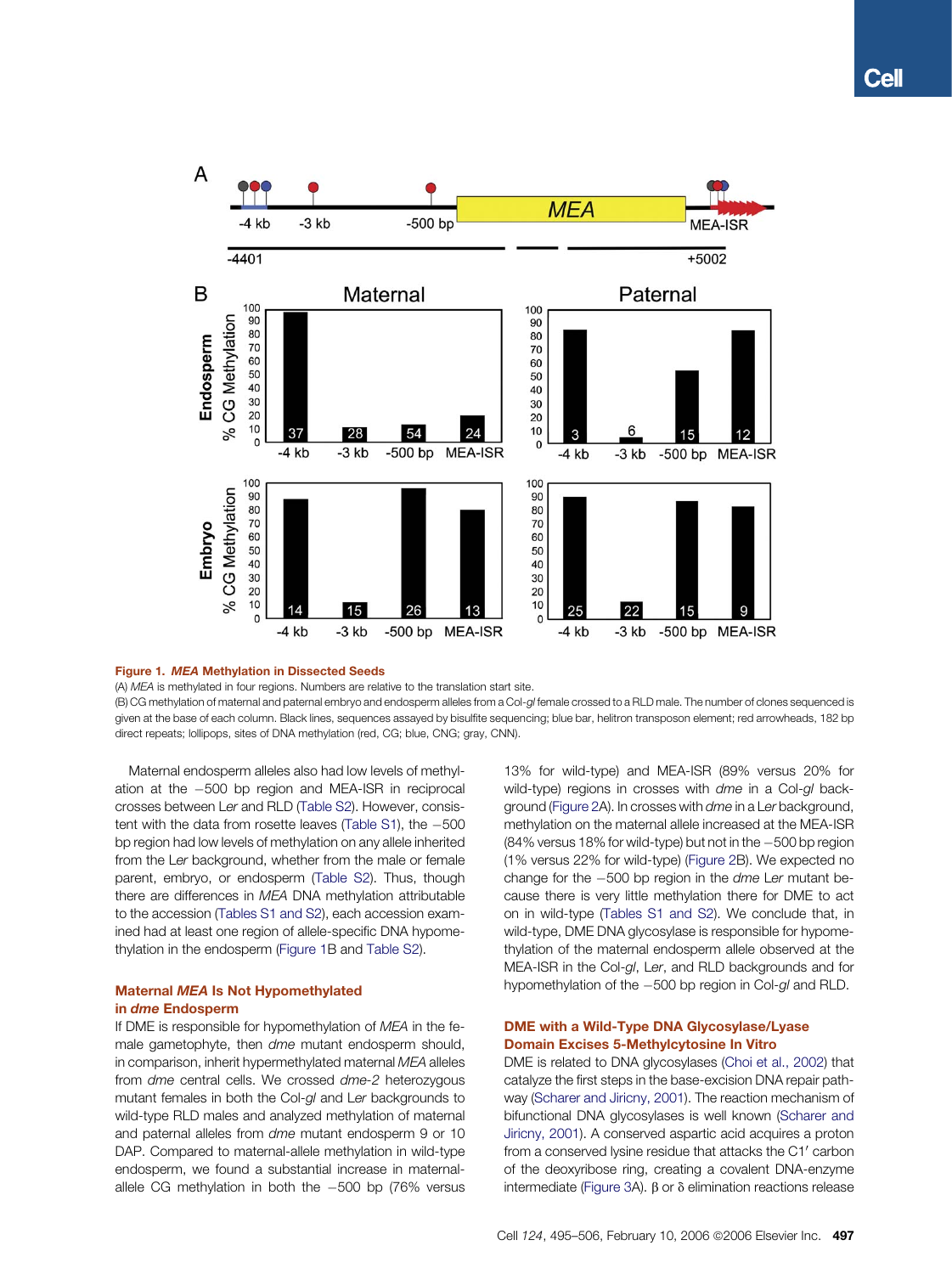**Figure 1. *MEA* Methylation in Dissected Seeds**

(A) *MEA* is methylated in four regions. Numbers are relative to the translation start site.

(B) CG methylation of maternal and paternal embryo and endosperm alleles from a Col-*gl* female crossed to a RLD male. The number of clones sequenced is given at the base of each column. Black lines, sequences assayed by bisulfite sequencing; blue bar, helitron transposon element; red arrowheads, 182 bp direct repeats; lollipops, sites of DNA methylation (red, CG; blue, CNG; gray, CNN).

Maternal endosperm alleles also had low levels of methylation at the −500 bp region in reciprocal crosses between L*er* and RLD (Table S2). However, consistent with the data from rosette leaves (Table S1), the −500 bp region had low levels of methylation on any allele inherited from the L*er* background, whether from the male or female parent, embryo, or endosperm (Table S2). Thus, though there are differences in *MEA* DNA methylation attributable to the accession (Tables S1 and S2), each accession examined had at least one region of allele-specific DNA hypomethylation in the endosperm (Figure 1B and Table S2).

## Maternal *MEA* Is Not Hypomethylated in *dme* Endosperm

If DME is responsible for hypomethylation of *MEA* in the female gametophyte, then *dme* mutant endosperm should, in comparison, inherit hypermethylated maternal *MEA* alleles from *dme* central cells. We crossed *dme-2* heterozygous mutant females in both the Col-*gl* and L*er* backgrounds to wild-type RLD males and analyzed methylation of maternal and paternal alleles from *dme* mutant endosperm 9 or 10 DAP. Compared to maternal-allele methylation in wild-type endosperm, we found a substantial increase in maternal-allele CG methylation in both the −500 bp (76% versus 13% for wild-type) and MEA-ISR (89% versus 20% for wild-type) regions in crosses with *dme* in a Col-*gl* background (Figure 2A). In crosses with *dme* in a L*er* background, methylation on the maternal allele increased at the MEA-ISR (84% versus 18% for wild-type) but not in the −500 bp region (1% versus 22% for wild-type) (Figure 2B). We expected no change for the −500 bp region in the *dme* L*er* mutant because there is very little methylation there for DME to act on in wild-type (Tables S1 and S2). We conclude that, in wild-type, DME DNA glycosylase is responsible for hypomethylation of the maternal endosperm allele observed at the MEA-ISR in the Col-*gl*, L*er*, and RLD backgrounds and for hypomethylation of the −500 bp region in Col-*gl* and RLD.

## DME with a Wild-Type DNA Glycosylase/Lyase Domain Excises 5-Methylcytosine In Vitro

DME is related to DNA glycosylases (Choi et al., 2002) that catalyze the first steps in the base-excision DNA repair pathway (Scharer and Jiricny, 2001). The reaction mechanism of bifunctional DNA glycosylases is well known (Scharer and Jiricny, 2001). A conserved aspartic acid acquires a proton from a conserved lysine residue that attacks the C1′ carbon of the deoxyribose ring, creating a covalent DNA-enzyme intermediate (Figure 3A). β or δ elimination reactions release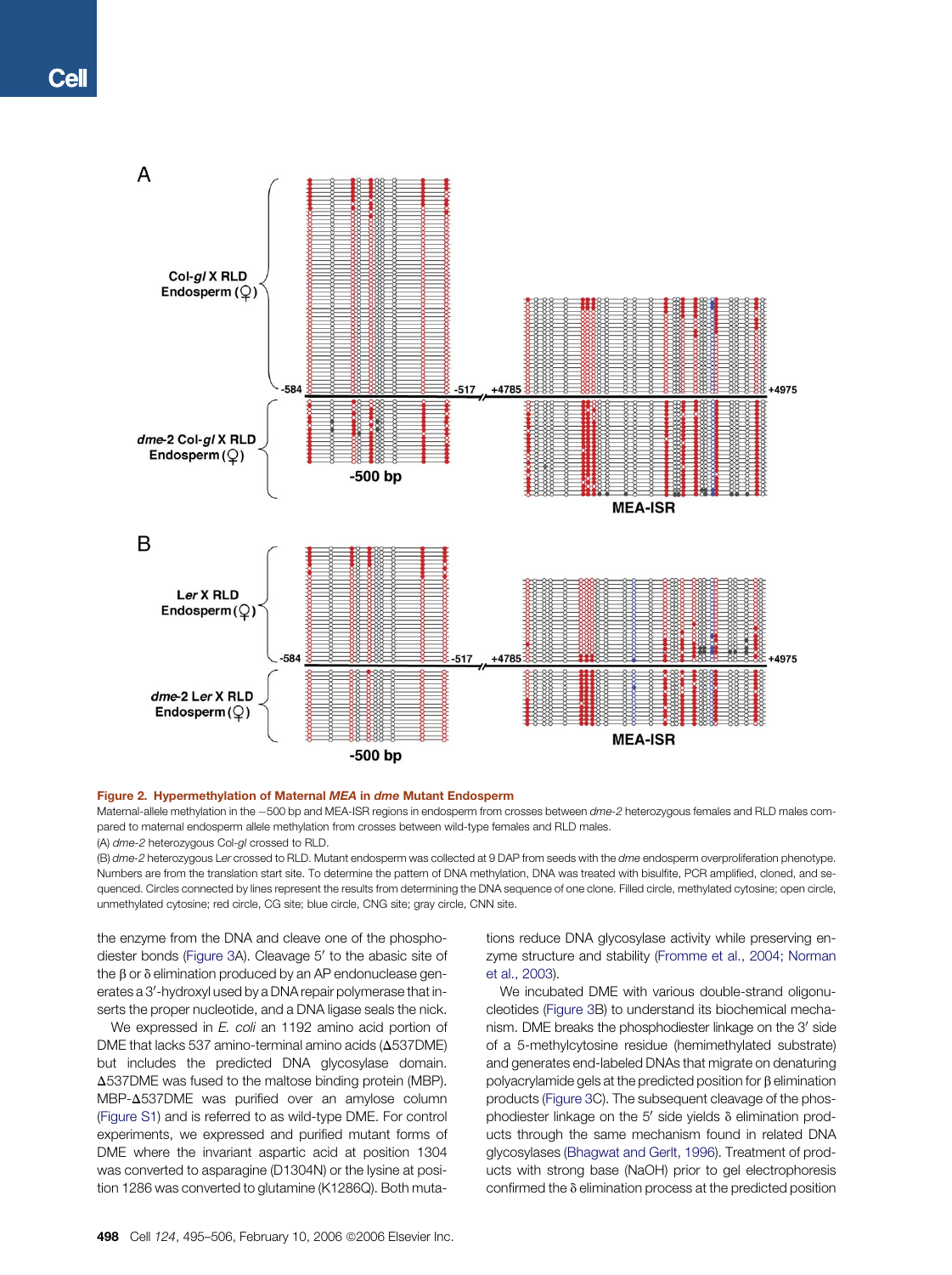**Figure 2. Hypermethylation of Maternal *MEA* in *dme* Mutant Endosperm**

Maternal-allele methylation in the −500 bp and MEA-ISR regions in endosperm from crosses between *dme-2* heterozygous females and RLD males compared to maternal endosperm allele methylation from crosses between wild-type females and RLD males.

(A) *dme-2* heterozygous Col-*gl* crossed to RLD.

(B) *dme-2* heterozygous *Ler* crossed to RLD. Mutant endosperm was collected at 9 DAP from seeds with the *dme* endosperm overproliferation phenotype. Numbers are from the translation start site. To determine the pattern of DNA methylation, DNA was treated with bisulfite, PCR amplified, cloned, and sequenced. Circles connected by lines represent the results from determining the DNA sequence of one clone. Filled circle, methylated cytosine; open circle, unmethylated cytosine; red circle, CG site; blue circle, CNG site; gray circle, CNN site.

the enzyme from the DNA and cleave one of the phosphodiester bonds (Figure 3A). Cleavage 5′ to the abasic site of the β or δ elimination produced by an AP endonuclease generates a 3′-hydroxyl used by a DNA repair polymerase that inserts the proper nucleotide, and a DNA ligase seals the nick.

We expressed in *E. coli* an 1192 amino acid portion of DME that lacks 537 amino-terminal amino acids (Δ537DME) but includes the predicted DNA glycosylase domain. Δ537DME was fused to the maltose binding protein (MBP). MBP-Δ537DME was purified over an amylose column (Figure S1) and is referred to as wild-type DME. For control experiments, we expressed and purified mutant forms of DME where the invariant aspartic acid at position 1304 was converted to asparagine (D1304N) or the lysine at position 1286 was converted to glutamine (K1286Q). Both mutations reduce DNA glycosylase activity while preserving enzyme structure and stability (Fromme et al., 2004; Norman et al., 2003).

We incubated DME with various double-strand oligonucleotides (Figure 3B) to understand its biochemical mechanism. DME breaks the phosphodiester linkage on the 3′ side of a 5-methylcytosine residue (hemimethylated substrate) and generates end-labeled DNAs that migrate on denaturing polyacrylamide gels at the predicted position for β elimination products (Figure 3C). The subsequent cleavage of the phosphodiester linkage on the 5′ side yields δ elimination products through the same mechanism found in related DNA glycosylases (Bhagwat and Gerlt, 1996). Treatment of products with strong base (NaOH) prior to gel electrophoresis confirmed the δ elimination process at the predicted position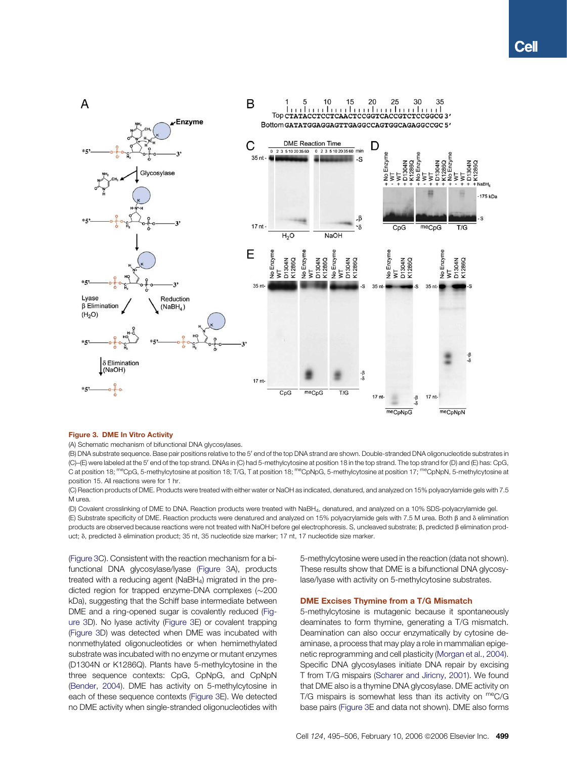**Figure 3. DME In Vitro Activity**

(A) Schematic mechanism of bifunctional DNA glycosylases.

(B) DNA substrate sequence. Base pair positions relative to the 5′ end of the top DNA strand are shown. Double-stranded DNA oligonucleotide substrates in (C)–(E) were labeled at the 5′ end of the top strand. DNAs in (C) had 5-methylcytosine at position 18 in the top strand. The top strand for (D) and (E) has: CpG, C at position 18; meCpG, 5-methylcytosine at position 18; T/G, T at position 18; meCpNpG, 5-methylcytosine at position 17; meCpNpN, 5-methylcytosine at position 15. All reactions were for 1 hr.

(C) Reaction products of DME. Products were treated with either water or NaOH as indicated, denatured, and analyzed on 15% polyacrylamide gels with 7.5 M urea.

(D) Covalent crosslinking of DME to DNA. Reaction products were treated with $NaBH_4$, denatured, and analyzed on a 10% SDS-polyacrylamide gel.

(E) Substrate specificity of DME. Reaction products were denatured and analyzed on 15% polyacrylamide gels with 7.5 M urea. Both β and δ elimination products are observed because reactions were not treated with NaOH before gel electrophoresis. S, uncleaved substrate; β, predicted β elimination product; δ, predicted δ elimination product; 35 nt, 35 nucleotide size marker; 17 nt, 17 nucleotide size marker.

(Figure 3C). Consistent with the reaction mechanism for a bifunctional DNA glycosylase/lyase (Figure 3A), products treated with a reducing agent ($NaBH_4$) migrated in the predicted region for trapped enzyme-DNA complexes (~200 kDa), suggesting that the Schiff base intermediate between DME and a ring-opened sugar is covalently reduced (Figure 3D). No lyase activity (Figure 3E) or covalent trapping (Figure 3D) was detected when DME was incubated with nonmethylated oligonucleotides or when hemimethylated substrate was incubated with no enzyme or mutant enzymes (D1304N or K1286Q). Plants have 5-methylcytosine in the three sequence contexts: CpG, CpNpG, and CpNpN (Bender, 2004). DME has activity on 5-methylcytosine in each of these sequence contexts (Figure 3E). We detected no DME activity when single-stranded oligonucleotides with 5-methylcytosine were used in the reaction (data not shown). These results show that DME is a bifunctional DNA glycosylase/lyase with activity on 5-methylcytosine substrates.

## DME Excises Thymine from a T/G Mismatch

5-methylcytosine is mutagenic because it spontaneously deaminates to form thymine, generating a T/G mismatch. Deamination can also occur enzymatically by cytosine deaminase, a process that may play a role in mammalian epigenetic reprogramming and cell plasticity (Morgan et al., 2004). Specific DNA glycosylases initiate DNA repair by excising T from T/G mispairs (Scharer and Jiricny, 2001). We found that DME also is a thymine DNA glycosylase. DME activity on T/G mispairs is somewhat less than its activity on meC/G base pairs (Figure 3E and data not shown). DME also forms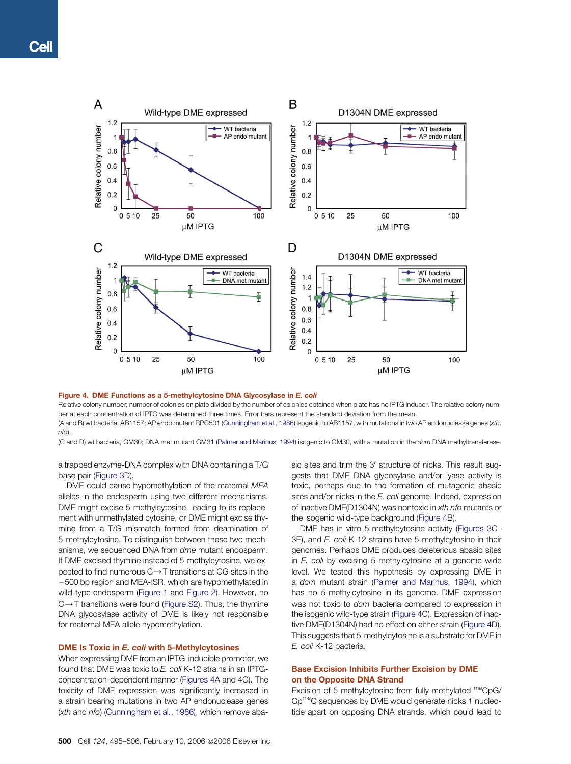**Figure 4. DME Functions as a 5-methylcytosine DNA Glycosylase in *E. coli***

Relative colony number; number of colonies on plate divided by the number of colonies obtained when plate has no IPTG inducer. The relative colony number at each concentration of IPTG was determined three times. Error bars represent the standard deviation from the mean.

(A and B) wt bacteria, AB1157; AP endo mutant RPC501 (Cunningham et al., 1986) isogenic to AB1157, with mutations in two AP endonuclease genes (*xth, nfo*).

(C and D) wt bacteria, GM30; DNA met mutant GM31 (Palmer and Marinus, 1994) isogenic to GM30, with a mutation in the *dcm* DNA methyltransferase.

a trapped enzyme-DNA complex with DNA containing a T/G base pair (Figure 3D).

DME could cause hypomethylation of the maternal *MEA* alleles in the endosperm using two different mechanisms. DME might excise 5-methylcytosine, leading to its replacement with unmethylated cytosine, or DME might excise thymine from a T/G mismatch formed from deamination of 5-methylcytosine. To distinguish between these two mechanisms, we sequenced DNA from *dme* mutant endosperm. If DME excised thymine instead of 5-methylcytosine, we expected to find numerous C→T transitions at CG sites in the −500 bp region and MEA-ISR, which are hypomethylated in wild-type endosperm (Figure 1 and Figure 2). However, no C→T transitions were found (Figure S2). Thus, the thymine DNA glycosylase activity of DME is likely not responsible for maternal MEA allele hypomethylation.

### DME Is Toxic in *E. coli* with 5-Methylcytosines

When expressing DME from an IPTG-inducible promoter, we found that DME was toxic to *E. coli* K-12 strains in an IPTG-concentration-dependent manner (Figures 4A and 4C). The toxicity of DME expression was significantly increased in a strain bearing mutations in two AP endonuclease genes (*xth* and *nfo*) (Cunningham et al., 1986), which remove abasic sites and trim the 3′ structure of nicks. This result suggests that DME DNA glycosylase and/or lyase activity is toxic, perhaps due to the formation of mutagenic abasic sites and/or nicks in the *E. coli* genome. Indeed, expression of inactive DME(D1304N) was nontoxic in *xth nfo* mutants or the isogenic wild-type background (Figure 4B).

DME has in vitro 5-methylcytosine activity (Figures 3C–3E), and *E. coli* K-12 strains have 5-methylcytosine in their genomes. Perhaps DME produces deleterious abasic sites in *E. coli* by excising 5-methylcytosine at a genome-wide level. We tested this hypothesis by expressing DME in a *dcm* mutant strain (Palmer and Marinus, 1994), which has no 5-methylcytosine in its genome. DME expression was not toxic to *dcm* bacteria compared to expression in the isogenic wild-type strain (Figure 4C). Expression of inactive DME(D1304N) had no effect on either strain (Figure 4D). This suggests that 5-methylcytosine is a substrate for DME in *E. coli* K-12 bacteria.

### Base Excision Inhibits Further Excision by DME on the Opposite DNA Strand

Excision of 5-methylcytosine from fully methylated $^{me}$CpG/Gp$^{me}$C sequences by DME would generate nicks 1 nucleotide apart on opposing DNA strands, which could lead to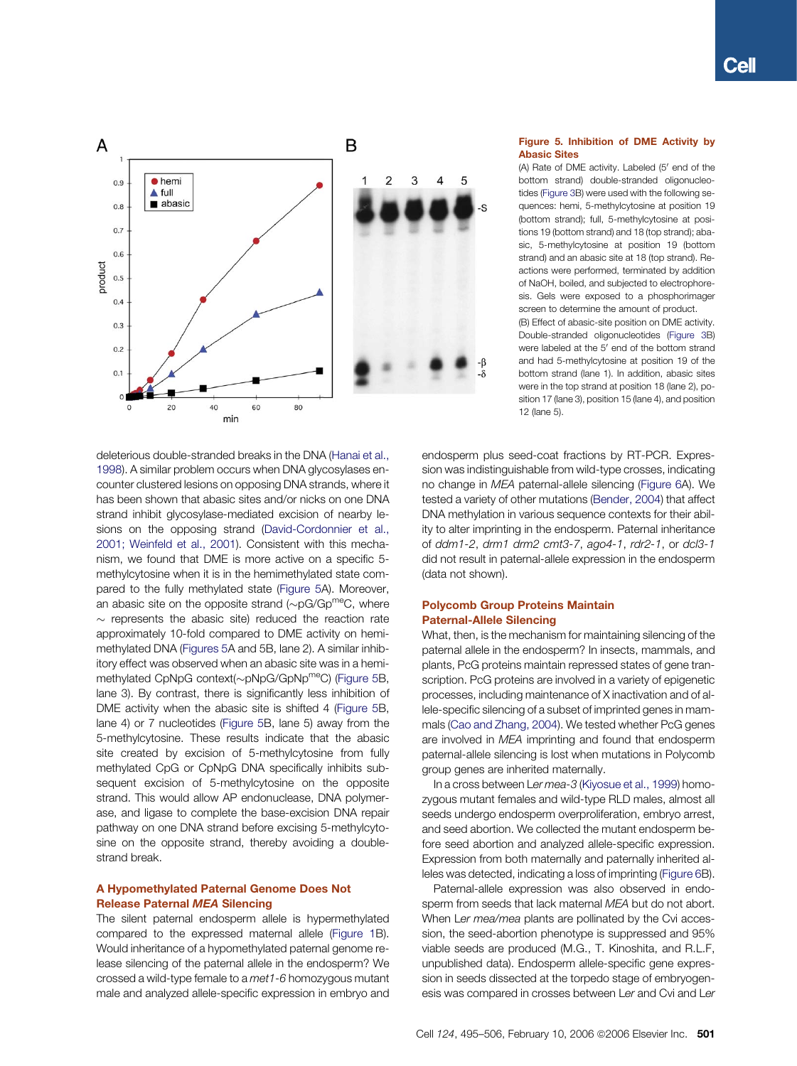**Figure 5. Inhibition of DME Activity by Abasic Sites**

(A) Rate of DME activity. Labeled (5′ end of the bottom strand) double-stranded oligonucleotides (Figure 3B) were used with the following sequences: hemi, 5-methylcytosine at position 19 (bottom strand); full, 5-methylcytosine at positions 19 (bottom strand) and 18 (top strand); abasic, 5-methylcytosine at position 19 (bottom strand) and an abasic site at 18 (top strand). Reactions were performed, terminated by addition of NaOH, boiled, and subjected to electrophoresis. Gels were exposed to a phosphorimager screen to determine the amount of product.

(B) Effect of abasic-site position on DME activity. Double-stranded oligonucleotides (Figure 3B) were labeled at the 5′ end of the bottom strand and had 5-methylcytosine at position 19 of the bottom strand (lane 1). In addition, abasic sites were in the top strand at position 18 (lane 2), position 17 (lane 3), position 15 (lane 4), and position 12 (lane 5).

deleterious double-stranded breaks in the DNA (Hanai et al., 1998). A similar problem occurs when DNA glycosylases encounter clustered lesions on opposing DNA strands, where it has been shown that abasic sites and/or nicks on one DNA strand inhibit glycosylase-mediated excision of nearby lesions on the opposing strand (David-Cordonnier et al., 2001; Weinfeld et al., 2001). Consistent with this mechanism, we found that DME is more active on a specific 5-methylcytosine when it is in the hemimethylated state compared to the fully methylated state (Figure 5A). Moreover, an abasic site on the opposite strand (~pG/Gp$^{me}$C, where ~ represents the abasic site) reduced the reaction rate approximately 10-fold compared to DME activity on hemimethylated DNA (Figures 5A and 5B, lane 2). A similar inhibitory effect was observed when an abasic site was in a hemimethylated CpNpG context(~pNpG/GpNp$^{me}$C) (Figure 5B, lane 3). By contrast, there is significantly less inhibition of DME activity when the abasic site is shifted 4 (Figure 5B, lane 4) or 7 nucleotides (Figure 5B, lane 5) away from the 5-methylcytosine. These results indicate that the abasic site created by excision of 5-methylcytosine from fully methylated CpG or CpNpG DNA specifically inhibits subsequent excision of 5-methylcytosine on the opposite strand. This would allow AP endonuclease, DNA polymerase, and ligase to complete the base-excision DNA repair pathway on one DNA strand before excising 5-methylcytosine on the opposite strand, thereby avoiding a double-strand break.

## A Hypomethylated Paternal Genome Does Not Release Paternal *MEA* Silencing

The silent paternal endosperm allele is hypermethylated compared to the expressed maternal allele (Figure 1B). Would inheritance of a hypomethylated paternal genome release silencing of the paternal allele in the endosperm? We crossed a wild-type female to a *met1-6* homozygous mutant male and analyzed allele-specific expression in embryo and endosperm plus seed-coat fractions by RT-PCR. Expression was indistinguishable from wild-type crosses, indicating no change in *MEA* paternal-allele silencing (Figure 6A). We tested a variety of other mutations (Bender, 2004) that affect DNA methylation in various sequence contexts for their ability to alter imprinting in the endosperm. Paternal inheritance of *ddm1-2*, *drm1 drm2 cmt3-7*, *ago4-1*, *rdr2-1*, or *dcl3-1* did not result in paternal-allele expression in the endosperm (data not shown).

## Polycomb Group Proteins Maintain Paternal-Allele Silencing

What, then, is the mechanism for maintaining silencing of the paternal allele in the endosperm? In insects, mammals, and plants, PcG proteins maintain repressed states of gene transcription. PcG proteins are involved in a variety of epigenetic processes, including maintenance of X inactivation and of allele-specific silencing of a subset of imprinted genes in mammals (Cao and Zhang, 2004). We tested whether PcG genes are involved in *MEA* imprinting and found that endosperm paternal-allele silencing is lost when mutations in Polycomb group genes are inherited maternally.

In a cross between L*er mea-3* (Kiyosue et al., 1999) homozygous mutant females and wild-type RLD males, almost all seeds undergo endosperm overproliferation, embryo arrest, and seed abortion. We collected the mutant endosperm before seed abortion and analyzed allele-specific expression. Expression from both maternally and paternally inherited alleles was detected, indicating a loss of imprinting (Figure 6B).

Paternal-allele expression was also observed in endosperm from seeds that lack maternal *MEA* but do not abort. When L*er mea/mea* plants are pollinated by the Cvi accession, the seed-abortion phenotype is suppressed and 95% viable seeds are produced (M.G., T. Kinoshita, and R.L.F, unpublished data). Endosperm allele-specific gene expression in seeds dissected at the torpedo stage of embryogenesis was compared in crosses between L*er* and Cvi and L*er*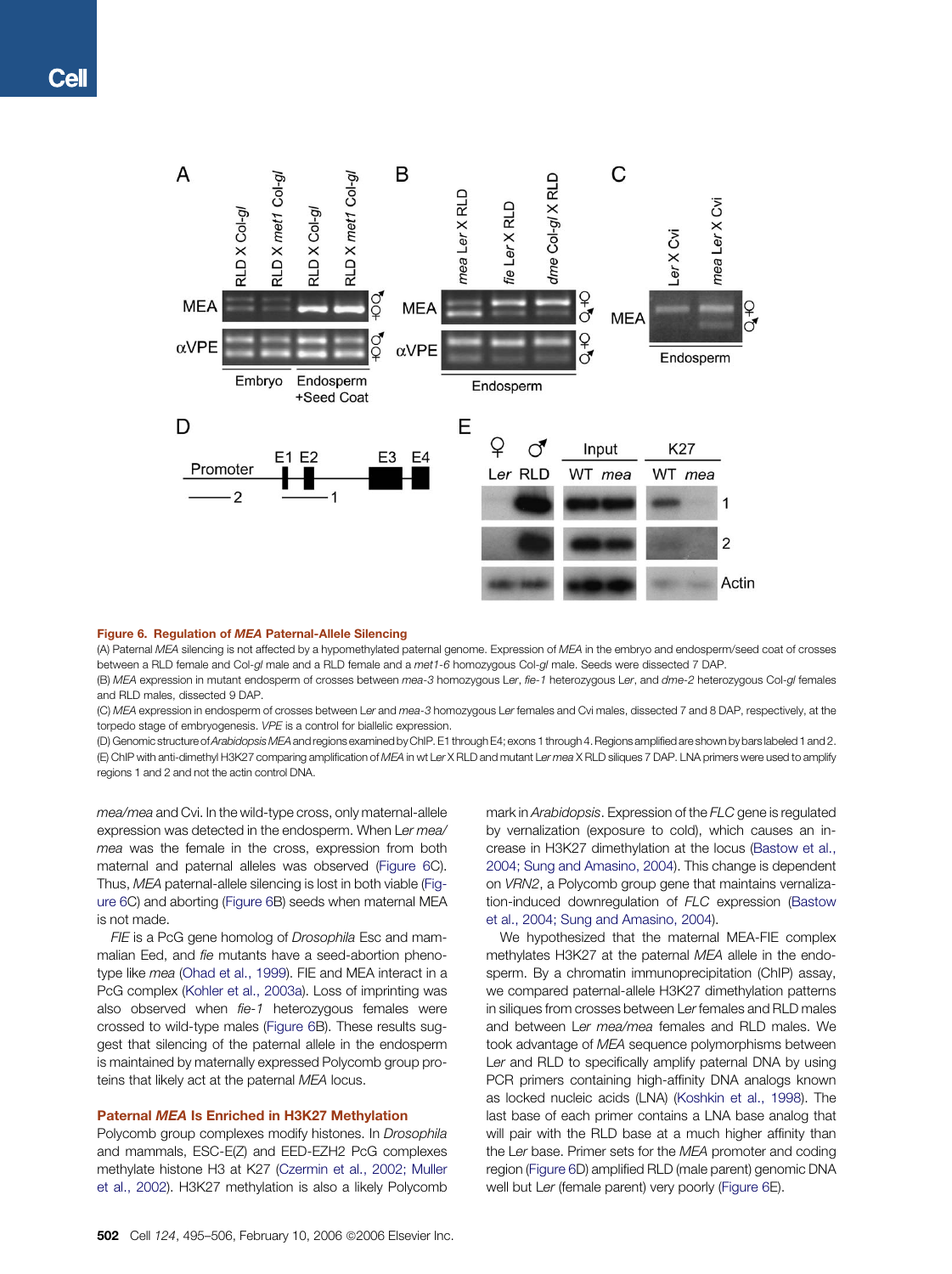**Figure 6. Regulation of *MEA* Paternal-Allele Silencing**

(A) Paternal *MEA* silencing is not affected by a hypomethylated paternal genome. Expression of *MEA* in the embryo and endosperm/seed coat of crosses between a RLD female and Col-*gl* male and a RLD female and a *met1-6* homozygous Col-*gl* male. Seeds were dissected 7 DAP.

(B) *MEA* expression in mutant endosperm of crosses between *mea-3* homozygous L*er*, *fie-1* heterozygous L*er*, and *dme-2* heterozygous Col-*gl* females and RLD males, dissected 9 DAP.

(C) *MEA* expression in endosperm of crosses between L*er* and *mea-3* homozygous L*er* females and Cvi males, dissected 7 and 8 DAP, respectively, at the torpedo stage of embryogenesis. *VPE* is a control for biallelic expression.

(D) Genomic structure of *Arabidopsis MEA* and regions examined by ChIP. E1 through E4; exons 1 through 4. Regions amplified are shown by bars labeled 1 and 2.

(E) ChIP with anti-dimethyl H3K27 comparing amplification of *MEA* in wt L*er* X RLD and mutant L*er mea* X RLD siliques 7 DAP. LNA primers were used to amplify regions 1 and 2 and not the actin control DNA.

*mea/mea* and Cvi. In the wild-type cross, only maternal-allele expression was detected in the endosperm. When L*er mea/mea* was the female in the cross, expression from both maternal and paternal alleles was observed (Figure 6C). Thus, *MEA* paternal-allele silencing is lost in both viable (Figure 6C) and aborting (Figure 6B) seeds when maternal MEA is not made.

*FIE* is a PcG gene homolog of *Drosophila* Esc and mammalian Eed, and *fie* mutants have a seed-abortion phenotype like *mea* (Ohad et al., 1999). FIE and MEA interact in a PcG complex (Kohler et al., 2003a). Loss of imprinting was also observed when *fie-1* heterozygous females were crossed to wild-type males (Figure 6B). These results suggest that silencing of the paternal allele in the endosperm is maintained by maternally expressed Polycomb group proteins that likely act at the paternal *MEA* locus.

## Paternal *MEA* Is Enriched in H3K27 Methylation

Polycomb group complexes modify histones. In *Drosophila* and mammals, ESC-E(Z) and EED-EZH2 PcG complexes methylate histone H3 at K27 (Czermin et al., 2002; Muller et al., 2002). H3K27 methylation is also a likely Polycomb mark in *Arabidopsis*. Expression of the *FLC* gene is regulated by vernalization (exposure to cold), which causes an increase in H3K27 dimethylation at the locus (Bastow et al., 2004; Sung and Amasino, 2004). This change is dependent on *VRN2*, a Polycomb group gene that maintains vernalization-induced downregulation of *FLC* expression (Bastow et al., 2004; Sung and Amasino, 2004).

We hypothesized that the maternal MEA-FIE complex methylates H3K27 at the paternal *MEA* allele in the endosperm. By a chromatin immunoprecipitation (ChIP) assay, we compared paternal-allele H3K27 dimethylation patterns in siliques from crosses between L*er* females and RLD males and between L*er mea/mea* females and RLD males. We took advantage of *MEA* sequence polymorphisms between L*er* and RLD to specifically amplify paternal DNA by using PCR primers containing high-affinity DNA analogs known as locked nucleic acids (LNA) (Koshkin et al., 1998). The last base of each primer contains a LNA base analog that will pair with the RLD base at a much higher affinity than the L*er* base. Primer sets for the *MEA* promoter and coding region (Figure 6D) amplified RLD (male parent) genomic DNA well but L*er* (female parent) very poorly (Figure 6E).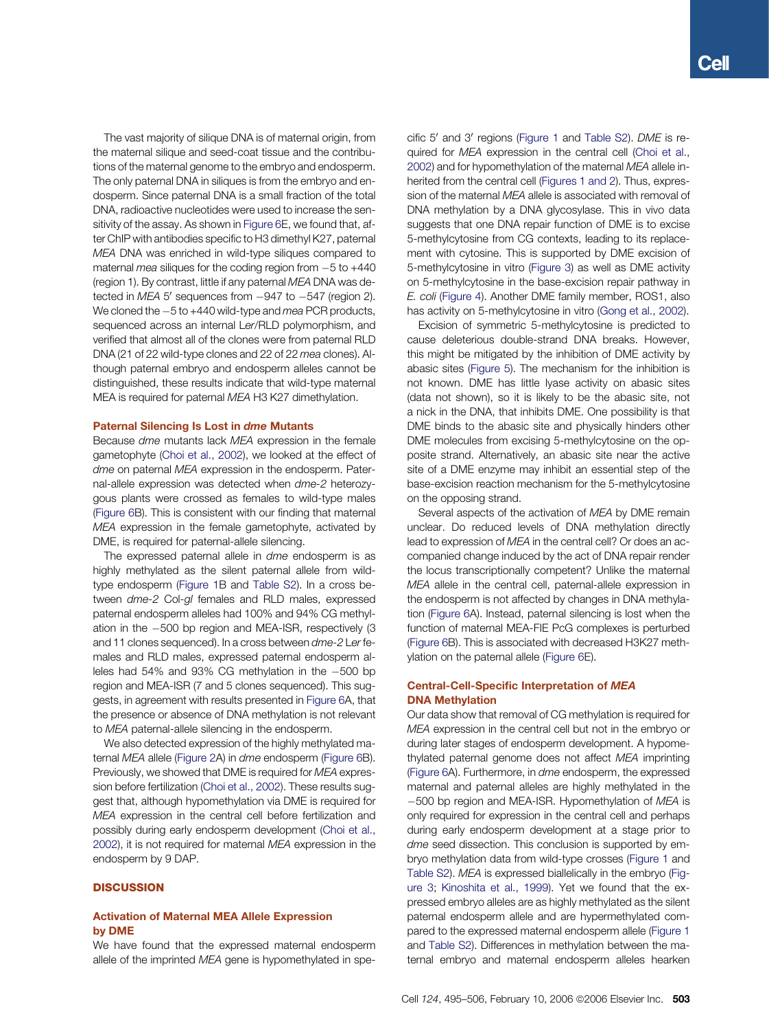The vast majority of silique DNA is of maternal origin, from the maternal silique and seed-coat tissue and the contributions of the maternal genome to the embryo and endosperm. The only paternal DNA in siliques is from the embryo and endosperm. Since paternal DNA is a small fraction of the total DNA, radioactive nucleotides were used to increase the sensitivity of the assay. As shown in Figure 6E, we found that, after ChIP with antibodies specific to H3 dimethyl K27, paternal *MEA* DNA was enriched in wild-type siliques compared to maternal *mea* siliques for the coding region from −5 to +440 (region 1). By contrast, little if any paternal *MEA* DNA was detected in *MEA* 5′ sequences from −947 to −547 (region 2). We cloned the −5 to +440 wild-type and *mea* PCR products, sequenced across an internal L*er*/RLD polymorphism, and verified that almost all of the clones were from paternal RLD DNA (21 of 22 wild-type clones and 22 of 22 *mea* clones). Although paternal embryo and endosperm alleles cannot be distinguished, these results indicate that wild-type maternal MEA is required for paternal *MEA* H3 K27 dimethylation.

### Paternal Silencing Is Lost in *dme* Mutants

Because *dme* mutants lack *MEA* expression in the female gametophyte (Choi et al., 2002), we looked at the effect of *dme* on paternal *MEA* expression in the endosperm. Paternal-allele expression was detected when *dme-2* heterozygous plants were crossed as females to wild-type males (Figure 6B). This is consistent with our finding that maternal *MEA* expression in the female gametophyte, activated by DME, is required for paternal-allele silencing.

The expressed paternal allele in *dme* endosperm is as highly methylated as the silent paternal allele from wild-type endosperm (Figure 1B and Table S2). In a cross between *dme-2* Col-*gl* females and RLD males, expressed paternal endosperm alleles had 100% and 94% CG methylation in the −500 bp region and MEA-ISR, respectively (3 and 11 clones sequenced). In a cross between *dme-2* L*er* females and RLD males, expressed paternal endosperm alleles had 54% and 93% CG methylation in the −500 bp region and MEA-ISR (7 and 5 clones sequenced). This suggests, in agreement with results presented in Figure 6A, that the presence or absence of DNA methylation is not relevant to *MEA* paternal-allele silencing in the endosperm.

We also detected expression of the highly methylated maternal *MEA* allele (Figure 2A) in *dme* endosperm (Figure 6B). Previously, we showed that DME is required for *MEA* expression before fertilization (Choi et al., 2002). These results suggest that, although hypomethylation via DME is required for *MEA* expression in the central cell before fertilization and possibly during early endosperm development (Choi et al., 2002), it is not required for maternal *MEA* expression in the endosperm by 9 DAP.

## DISCUSSION

### Activation of Maternal MEA Allele Expression by DME

We have found that the expressed maternal endosperm allele of the imprinted *MEA* gene is hypomethylated in specific 5′ and 3′ regions (Figure 1 and Table S2). *DME* is required for *MEA* expression in the central cell (Choi et al., 2002) and for hypomethylation of the maternal *MEA* allele inherited from the central cell (Figures 1 and 2). Thus, expression of the maternal *MEA* allele is associated with removal of DNA methylation by a DNA glycosylase. This in vivo data suggests that one DNA repair function of DME is to excise 5-methylcytosine from CG contexts, leading to its replacement with cytosine. This is supported by DME excision of 5-methylcytosine in vitro (Figure 3) as well as DME activity on 5-methylcytosine in the base-excision repair pathway in *E. coli* (Figure 4). Another DME family member, ROS1, also has activity on 5-methylcytosine in vitro (Gong et al., 2002).

Excision of symmetric 5-methylcytosine is predicted to cause deleterious double-strand DNA breaks. However, this might be mitigated by the inhibition of DME activity by abasic sites (Figure 5). The mechanism for the inhibition is not known. DME has little lyase activity on abasic sites (data not shown), so it is likely to be the abasic site, not a nick in the DNA, that inhibits DME. One possibility is that DME binds to the abasic site and physically hinders other DME molecules from excising 5-methylcytosine on the opposite strand. Alternatively, an abasic site near the active site of a DME enzyme may inhibit an essential step of the base-excision reaction mechanism for the 5-methylcytosine on the opposing strand.

Several aspects of the activation of *MEA* by DME remain unclear. Do reduced levels of DNA methylation directly lead to expression of *MEA* in the central cell? Or does an accompanied change induced by the act of DNA repair render the locus transcriptionally competent? Unlike the maternal *MEA* allele in the central cell, paternal-allele expression in the endosperm is not affected by changes in DNA methylation (Figure 6A). Instead, paternal silencing is lost when the function of maternal MEA-FIE PcG complexes is perturbed (Figure 6B). This is associated with decreased H3K27 methylation on the paternal allele (Figure 6E).

### Central-Cell-Specific Interpretation of *MEA* DNA Methylation

Our data show that removal of CG methylation is required for *MEA* expression in the central cell but not in the embryo or during later stages of endosperm development. A hypomethylated paternal genome does not affect *MEA* imprinting (Figure 6A). Furthermore, in *dme* endosperm, the expressed maternal and paternal alleles are highly methylated in the −500 bp region and MEA-ISR. Hypomethylation of *MEA* is only required for expression in the central cell and perhaps during early endosperm development at a stage prior to *dme* seed dissection. This conclusion is supported by embryo methylation data from wild-type crosses (Figure 1 and Table S2). *MEA* is expressed biallelically in the embryo (Figure 3; Kinoshita et al., 1999). Yet we found that the expressed embryo alleles are as highly methylated as the silent paternal endosperm allele and are hypermethylated compared to the expressed maternal endosperm allele (Figure 1 and Table S2). Differences in methylation between the maternal embryo and maternal endosperm alleles hearken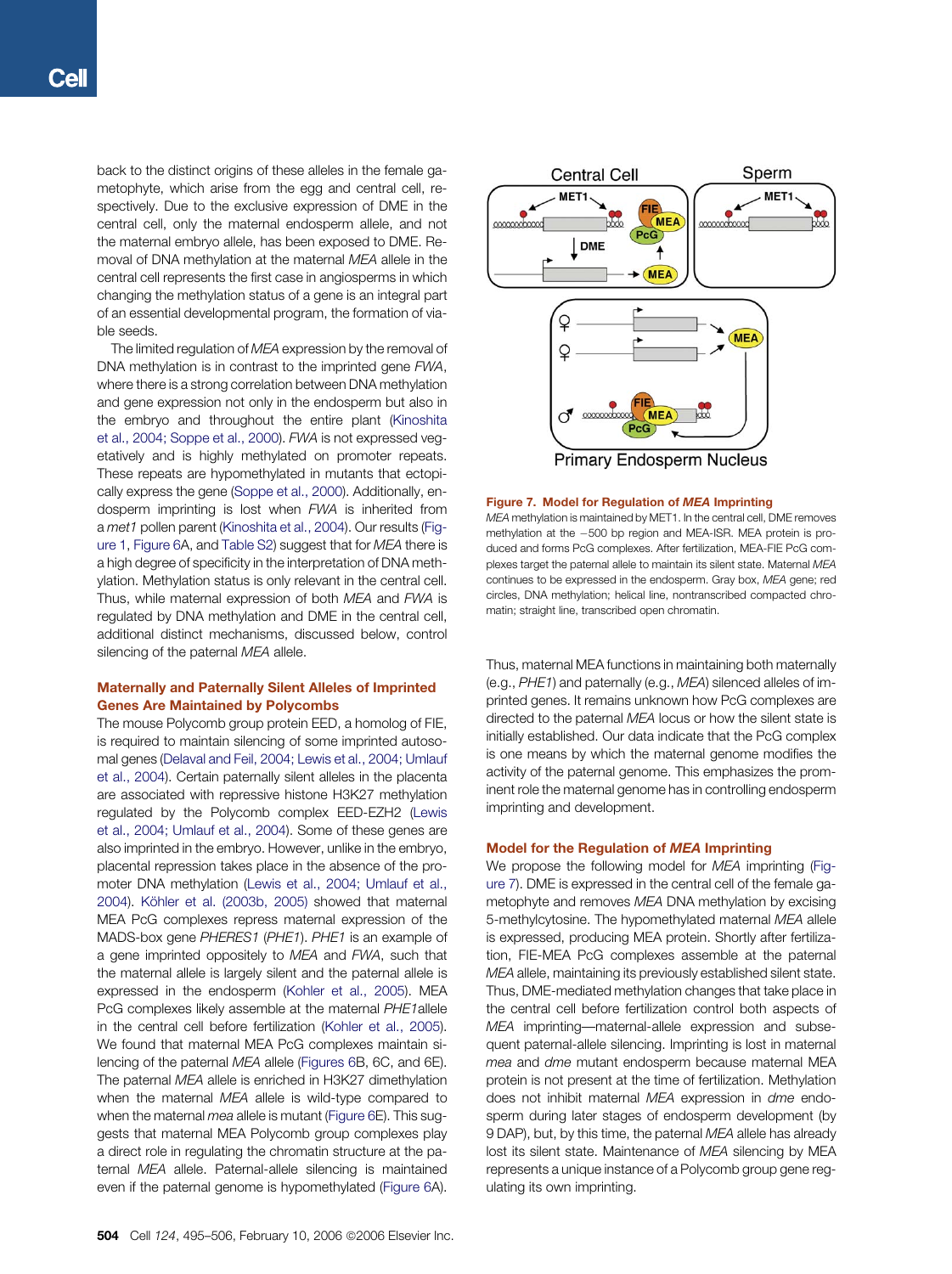back to the distinct origins of these alleles in the female gametophyte, which arise from the egg and central cell, respectively. Due to the exclusive expression of DME in the central cell, only the maternal endosperm allele, and not the maternal embryo allele, has been exposed to DME. Removal of DNA methylation at the maternal *MEA* allele in the central cell represents the first case in angiosperms in which changing the methylation status of a gene is an integral part of an essential developmental program, the formation of viable seeds.

The limited regulation of *MEA* expression by the removal of DNA methylation is in contrast to the imprinted gene *FWA*, where there is a strong correlation between DNA methylation and gene expression not only in the endosperm but also in the embryo and throughout the entire plant (Kinoshita et al., 2004; Soppe et al., 2000). *FWA* is not expressed vegetatively and is highly methylated on promoter repeats. These repeats are hypomethylated in mutants that ectopically express the gene (Soppe et al., 2000). Additionally, endosperm imprinting is lost when *FWA* is inherited from a *met1* pollen parent (Kinoshita et al., 2004). Our results (Figure 1, Figure 6A, and Table S2) suggest that for *MEA* there is a high degree of specificity in the interpretation of DNA methylation. Methylation status is only relevant in the central cell. Thus, while maternal expression of both *MEA* and *FWA* is regulated by DNA methylation and DME in the central cell, additional distinct mechanisms, discussed below, control silencing of the paternal *MEA* allele.

## Maternally and Paternally Silent Alleles of Imprinted Genes Are Maintained by Polycombs

The mouse Polycomb group protein EED, a homolog of FIE, is required to maintain silencing of some imprinted autosomal genes (Delaval and Feil, 2004; Lewis et al., 2004; Umlauf et al., 2004). Certain paternally silent alleles in the placenta are associated with repressive histone H3K27 methylation regulated by the Polycomb complex EED-EZH2 (Lewis et al., 2004; Umlauf et al., 2004). Some of these genes are also imprinted in the embryo. However, unlike in the embryo, placental repression takes place in the absence of the promoter DNA methylation (Lewis et al., 2004; Umlauf et al., 2004). Köhler et al. (2003b, 2005) showed that maternal MEA PcG complexes repress maternal expression of the MADS-box gene *PHERES1* (*PHE1*). *PHE1* is an example of a gene imprinted oppositely to *MEA* and *FWA*, such that the maternal allele is largely silent and the paternal allele is expressed in the endosperm (Kohler et al., 2005). MEA PcG complexes likely assemble at the maternal *PHE1*allele in the central cell before fertilization (Kohler et al., 2005). We found that maternal MEA PcG complexes maintain silencing of the paternal *MEA* allele (Figures 6B, 6C, and 6E). The paternal *MEA* allele is enriched in H3K27 dimethylation when the maternal *MEA* allele is wild-type compared to when the maternal *mea* allele is mutant (Figure 6E). This suggests that maternal MEA Polycomb group complexes play a direct role in regulating the chromatin structure at the paternal *MEA* allele. Paternal-allele silencing is maintained even if the paternal genome is hypomethylated (Figure 6A).

**Figure 7. Model for Regulation of *MEA* Imprinting**

*MEA* methylation is maintained by MET1. In the central cell, DME removes methylation at the −500 bp region and MEA-ISR. MEA protein is produced and forms PcG complexes. After fertilization, MEA-FIE PcG complexes target the paternal allele to maintain its silent state. Maternal *MEA* continues to be expressed in the endosperm. Gray box, *MEA* gene; red circles, DNA methylation; helical line, nontranscribed compacted chromatin; straight line, transcribed open chromatin.

Thus, maternal MEA functions in maintaining both maternally (e.g., *PHE1*) and paternally (e.g., *MEA*) silenced alleles of imprinted genes. It remains unknown how PcG complexes are directed to the paternal *MEA* locus or how the silent state is initially established. Our data indicate that the PcG complex is one means by which the maternal genome modifies the activity of the paternal genome. This emphasizes the prominent role the maternal genome has in controlling endosperm imprinting and development.

## Model for the Regulation of *MEA* Imprinting

We propose the following model for *MEA* imprinting (Figure 7). DME is expressed in the central cell of the female gametophyte and removes *MEA* DNA methylation by excising 5-methylcytosine. The hypomethylated maternal *MEA* allele is expressed, producing MEA protein. Shortly after fertilization, FIE-MEA PcG complexes assemble at the paternal *MEA* allele, maintaining its previously established silent state. Thus, DME-mediated methylation changes that take place in the central cell before fertilization control both aspects of *MEA* imprinting—maternal-allele expression and subsequent paternal-allele silencing. Imprinting is lost in maternal *mea* and *dme* mutant endosperm because maternal MEA protein is not present at the time of fertilization. Methylation does not inhibit maternal *MEA* expression in *dme* endosperm during later stages of endosperm development (by 9 DAP), but, by this time, the paternal *MEA* allele has already lost its silent state. Maintenance of *MEA* silencing by MEA represents a unique instance of a Polycomb group gene regulating its own imprinting.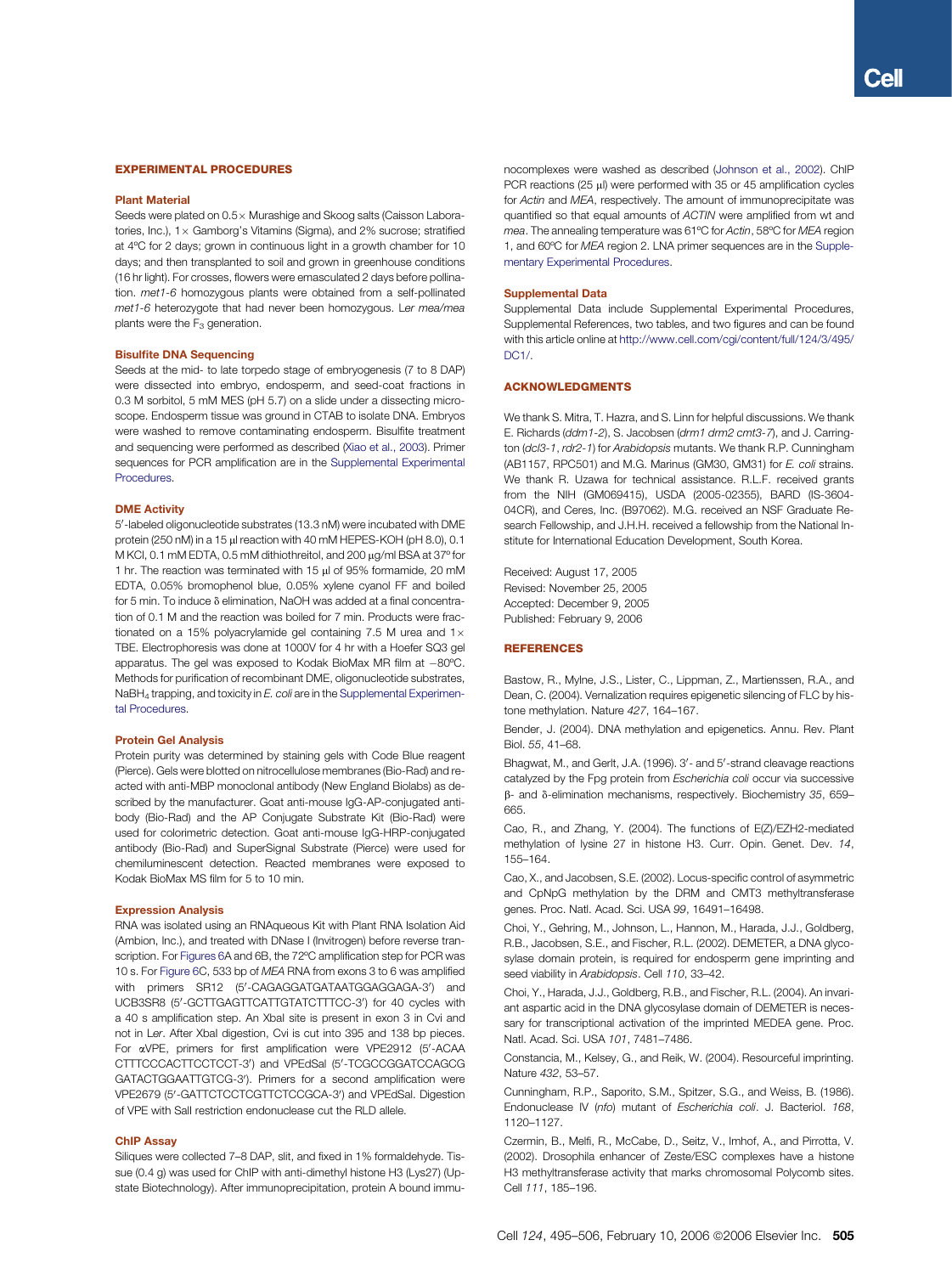## EXPERIMENTAL PROCEDURES

### Plant Material

Seeds were plated on 0.5× Murashige and Skoog salts (Caisson Laboratories, Inc.), 1× Gamborg's Vitamins (Sigma), and 2% sucrose; stratified at 4ºC for 2 days; grown in continuous light in a growth chamber for 10 days; and then transplanted to soil and grown in greenhouse conditions (16 hr light). For crosses, flowers were emasculated 2 days before pollination. *met1-6* homozygous plants were obtained from a self-pollinated *met1-6* heterozygote that had never been homozygous. L*er mea/mea* plants were the $F_3$ generation.

### Bisulfite DNA Sequencing

Seeds at the mid- to late torpedo stage of embryogenesis (7 to 8 DAP) were dissected into embryo, endosperm, and seed-coat fractions in 0.3 M sorbitol, 5 mM MES (pH 5.7) on a slide under a dissecting microscope. Endosperm tissue was ground in CTAB to isolate DNA. Embryos were washed to remove contaminating endosperm. Bisulfite treatment and sequencing were performed as described (Xiao et al., 2003). Primer sequences for PCR amplification are in the Supplemental Experimental Procedures.

### DME Activity

5′-labeled oligonucleotide substrates (13.3 nM) were incubated with DME protein (250 nM) in a 15 μl reaction with 40 mM HEPES-KOH (pH 8.0), 0.1 M KCl, 0.1 mM EDTA, 0.5 mM dithiothreitol, and 200 μg/ml BSA at 37º for 1 hr. The reaction was terminated with 15 μl of 95% formamide, 20 mM EDTA, 0.05% bromophenol blue, 0.05% xylene cyanol FF and boiled for 5 min. To induce δ elimination, NaOH was added at a final concentration of 0.1 M and the reaction was boiled for 7 min. Products were fractionated on a 15% polyacrylamide gel containing 7.5 M urea and 1× TBE. Electrophoresis was done at 1000V for 4 hr with a Hoefer SQ3 gel apparatus. The gel was exposed to Kodak BioMax MR film at −80ºC. Methods for purification of recombinant DME, oligonucleotide substrates, $NaBH_4$ trapping, and toxicity in *E. coli* are in the Supplemental Experimental Procedures.

### Protein Gel Analysis

Protein purity was determined by staining gels with Code Blue reagent (Pierce). Gels were blotted on nitrocellulose membranes (Bio-Rad) and reacted with anti-MBP monoclonal antibody (New England Biolabs) as described by the manufacturer. Goat anti-mouse IgG-AP-conjugated antibody (Bio-Rad) and the AP Conjugate Substrate Kit (Bio-Rad) were used for colorimetric detection. Goat anti-mouse IgG-HRP-conjugated antibody (Bio-Rad) and SuperSignal Substrate (Pierce) were used for chemiluminescent detection. Reacted membranes were exposed to Kodak BioMax MS film for 5 to 10 min.

### Expression Analysis

RNA was isolated using an RNAqueous Kit with Plant RNA Isolation Aid (Ambion, Inc.), and treated with DNase I (Invitrogen) before reverse transcription. For Figures 6A and 6B, the 72ºC amplification step for PCR was 10 s. For Figure 6C, 533 bp of *MEA* RNA from exons 3 to 6 was amplified with primers SR12 (5′-CAGAGGATGATAATGGAGGAGA-3′) and UCB3SR8 (5′-GCTTGAGTTCATTGTATCTTTCC-3′) for 40 cycles with a 40 s amplification step. An XbaI site is present in exon 3 in Cvi and not in L*er*. After XbaI digestion, Cvi is cut into 395 and 138 bp pieces. For αVPE, primers for first amplification were VPE2912 (5′-ACAACTTTCCCACTTCCTCCT-3′) and VPEdSal (5′-TCGCCGGATCCAGCGGATACTGGAATTGTCG-3′). Primers for a second amplification were VPE2679 (5′-GATTCTCCTCGTTCTCCGCA-3′) and VPEdSal. Digestion of VPE with SalI restriction endonuclease cut the RLD allele.

### ChIP Assay

Siliques were collected 7–8 DAP, slit, and fixed in 1% formaldehyde. Tissue (0.4 g) was used for ChIP with anti-dimethyl histone H3 (Lys27) (Upstate Biotechnology). After immunoprecipitation, protein A bound immunocomplexes were washed as described (Johnson et al., 2002). ChIP PCR reactions (25 μl) were performed with 35 or 45 amplification cycles for *Actin* and *MEA*, respectively. The amount of immunoprecipitate was quantified so that equal amounts of *ACTIN* were amplified from wt and *mea*. The annealing temperature was 61ºC for *Actin*, 58ºC for *MEA* region 1, and 60ºC for *MEA* region 2. LNA primer sequences are in the Supplementary Experimental Procedures.

### Supplemental Data

Supplemental Data include Supplemental Experimental Procedures, Supplemental References, two tables, and two figures and can be found with this article online at http://www.cell.com/cgi/content/full/124/3/495/DC1/.

## ACKNOWLEDGMENTS

We thank S. Mitra, T. Hazra, and S. Linn for helpful discussions. We thank E. Richards (*ddm1-2*), S. Jacobsen (*drm1 drm2 cmt3-7*), and J. Carrington (*dcl3-1*, *rdr2-1*) for *Arabidopsis* mutants. We thank R.P. Cunningham (AB1157, RPC501) and M.G. Marinus (GM30, GM31) for *E. coli* strains. We thank R. Uzawa for technical assistance. R.L.F. received grants from the NIH (GM069415), USDA (2005-02355), BARD (IS-3604-04CR), and Ceres, Inc. (B97062). M.G. received an NSF Graduate Research Fellowship, and J.H.H. received a fellowship from the National Institute for International Education Development, South Korea.

Received: August 17, 2005
Revised: November 25, 2005
Accepted: December 9, 2005
Published: February 9, 2006

## REFERENCES

Bastow, R., Mylne, J.S., Lister, C., Lippman, Z., Martienssen, R.A., and Dean, C. (2004). Vernalization requires epigenetic silencing of FLC by histone methylation. Nature *427*, 164–167.

Bender, J. (2004). DNA methylation and epigenetics. Annu. Rev. Plant Biol. *55*, 41–68.

Bhagwat, M., and Gerlt, J.A. (1996). 3′- and 5′-strand cleavage reactions catalyzed by the Fpg protein from *Escherichia coli* occur via successive β- and δ-elimination mechanisms, respectively. Biochemistry *35*, 659–665.

Cao, R., and Zhang, Y. (2004). The functions of E(Z)/EZH2-mediated methylation of lysine 27 in histone H3. Curr. Opin. Genet. Dev. *14*, 155–164.

Cao, X., and Jacobsen, S.E. (2002). Locus-specific control of asymmetric and CpNpG methylation by the DRM and CMT3 methyltransferase genes. Proc. Natl. Acad. Sci. USA *99*, 16491–16498.

Choi, Y., Gehring, M., Johnson, L., Hannon, M., Harada, J.J., Goldberg, R.B., Jacobsen, S.E., and Fischer, R.L. (2002). DEMETER, a DNA glycosylase domain protein, is required for endosperm gene imprinting and seed viability in *Arabidopsis*. Cell *110*, 33–42.

Choi, Y., Harada, J.J., Goldberg, R.B., and Fischer, R.L. (2004). An invariant aspartic acid in the DNA glycosylase domain of DEMETER is necessary for transcriptional activation of the imprinted MEDEA gene. Proc. Natl. Acad. Sci. USA *101*, 7481–7486.

Constancia, M., Kelsey, G., and Reik, W. (2004). Resourceful imprinting. Nature *432*, 53–57.

Cunningham, R.P., Saporito, S.M., Spitzer, S.G., and Weiss, B. (1986). Endonuclease IV (*nfo*) mutant of *Escherichia coli*. J. Bacteriol. *168*, 1120–1127.

Czermin, B., Melfi, R., McCabe, D., Seitz, V., Imhof, A., and Pirrotta, V. (2002). Drosophila enhancer of Zeste/ESC complexes have a histone H3 methyltransferase activity that marks chromosomal Polycomb sites. Cell *111*, 185–196.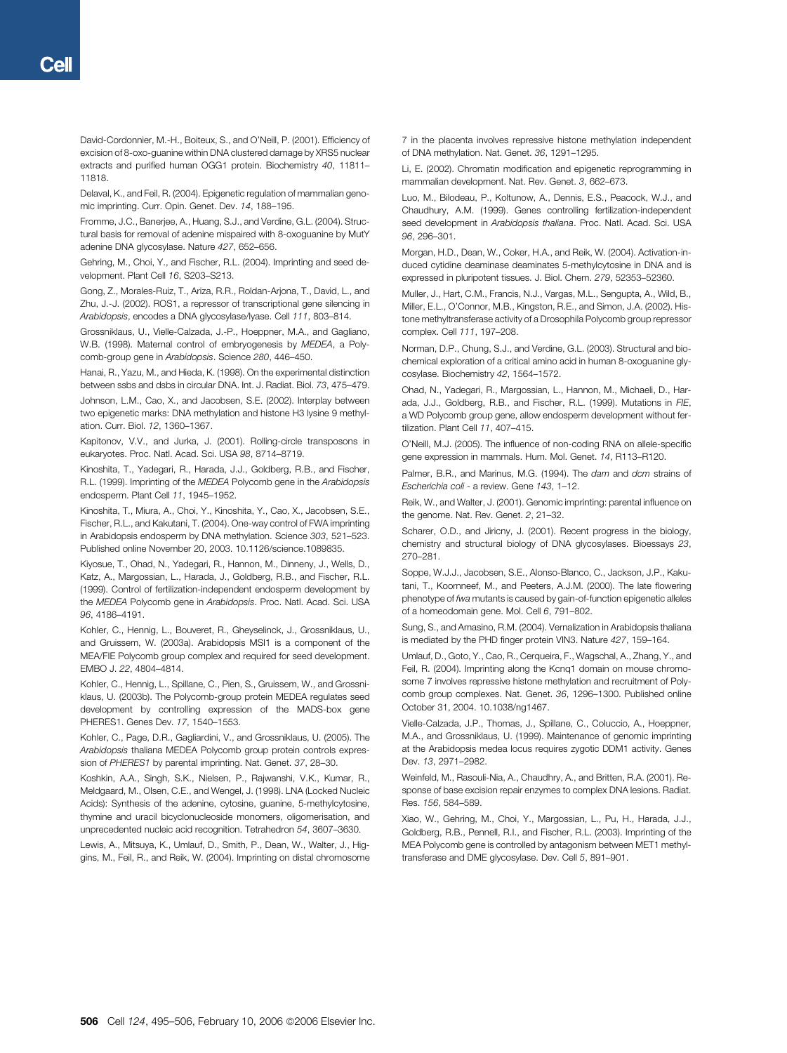David-Cordonnier, M.-H., Boiteux, S., and O'Neill, P. (2001). Efficiency of excision of 8-oxo-guanine within DNA clustered damage by XRS5 nuclear extracts and purified human OGG1 protein. Biochemistry *40*, 11811–11818.

Delaval, K., and Feil, R. (2004). Epigenetic regulation of mammalian genomic imprinting. Curr. Opin. Genet. Dev. *14*, 188–195.

Fromme, J.C., Banerjee, A., Huang, S.J., and Verdine, G.L. (2004). Structural basis for removal of adenine mispaired with 8-oxoguanine by MutY adenine DNA glycosylase. Nature *427*, 652–656.

Gehring, M., Choi, Y., and Fischer, R.L. (2004). Imprinting and seed development. Plant Cell *16*, S203–S213.

Gong, Z., Morales-Ruiz, T., Ariza, R.R., Roldan-Arjona, T., David, L., and Zhu, J.-J. (2002). ROS1, a repressor of transcriptional gene silencing in *Arabidopsis*, encodes a DNA glycosylase/lyase. Cell *111*, 803–814.

Grossniklaus, U., Vielle-Calzada, J.-P., Hoeppner, M.A., and Gagliano, W.B. (1998). Maternal control of embryogenesis by *MEDEA*, a Polycomb-group gene in *Arabidopsis*. Science *280*, 446–450.

Hanai, R., Yazu, M., and Hieda, K. (1998). On the experimental distinction between ssbs and dsbs in circular DNA. Int. J. Radiat. Biol. *73*, 475–479.

Johnson, L.M., Cao, X., and Jacobsen, S.E. (2002). Interplay between two epigenetic marks: DNA methylation and histone H3 lysine 9 methylation. Curr. Biol. *12*, 1360–1367.

Kapitonov, V.V., and Jurka, J. (2001). Rolling-circle transposons in eukaryotes. Proc. Natl. Acad. Sci. USA *98*, 8714–8719.

Kinoshita, T., Yadegari, R., Harada, J.J., Goldberg, R.B., and Fischer, R.L. (1999). Imprinting of the *MEDEA* Polycomb gene in the *Arabidopsis* endosperm. Plant Cell *11*, 1945–1952.

Kinoshita, T., Miura, A., Choi, Y., Kinoshita, Y., Cao, X., Jacobsen, S.E., Fischer, R.L., and Kakutani, T. (2004). One-way control of FWA imprinting in Arabidopsis endosperm by DNA methylation. Science *303*, 521–523. Published online November 20, 2003. 10.1126/science.1089835.

Kiyosue, T., Ohad, N., Yadegari, R., Hannon, M., Dinneny, J., Wells, D., Katz, A., Margossian, L., Harada, J., Goldberg, R.B., and Fischer, R.L. (1999). Control of fertilization-independent endosperm development by the *MEDEA* Polycomb gene in *Arabidopsis*. Proc. Natl. Acad. Sci. USA *96*, 4186–4191.

Kohler, C., Hennig, L., Bouveret, R., Gheyselinck, J., Grossniklaus, U., and Gruissem, W. (2003a). Arabidopsis MSI1 is a component of the MEA/FIE Polycomb group complex and required for seed development. EMBO J. *22*, 4804–4814.

Kohler, C., Hennig, L., Spillane, C., Pien, S., Gruissem, W., and Grossniklaus, U. (2003b). The Polycomb-group protein MEDEA regulates seed development by controlling expression of the MADS-box gene PHERES1. Genes Dev. *17*, 1540–1553.

Kohler, C., Page, D.R., Gagliardini, V., and Grossniklaus, U. (2005). The *Arabidopsis* thaliana MEDEA Polycomb group protein controls expression of *PHERES1* by parental imprinting. Nat. Genet. *37*, 28–30.

Koshkin, A.A., Singh, S.K., Nielsen, P., Rajwanshi, V.K., Kumar, R., Meldgaard, M., Olsen, C.E., and Wengel, J. (1998). LNA (Locked Nucleic Acids): Synthesis of the adenine, cytosine, guanine, 5-methylcytosine, thymine and uracil bicyclonucleoside monomers, oligomerisation, and unprecedented nucleic acid recognition. Tetrahedron *54*, 3607–3630.

Lewis, A., Mitsuya, K., Umlauf, D., Smith, P., Dean, W., Walter, J., Higgins, M., Feil, R., and Reik, W. (2004). Imprinting on distal chromosome 7 in the placenta involves repressive histone methylation independent of DNA methylation. Nat. Genet. *36*, 1291–1295.

Li, E. (2002). Chromatin modification and epigenetic reprogramming in mammalian development. Nat. Rev. Genet. *3*, 662–673.

Luo, M., Bilodeau, P., Koltunow, A., Dennis, E.S., Peacock, W.J., and Chaudhury, A.M. (1999). Genes controlling fertilization-independent seed development in *Arabidopsis thaliana*. Proc. Natl. Acad. Sci. USA *96*, 296–301.

Morgan, H.D., Dean, W., Coker, H.A., and Reik, W. (2004). Activation-induced cytidine deaminase deaminates 5-methylcytosine in DNA and is expressed in pluripotent tissues. J. Biol. Chem. *279*, 52353–52360.

Muller, J., Hart, C.M., Francis, N.J., Vargas, M.L., Sengupta, A., Wild, B., Miller, E.L., O'Connor, M.B., Kingston, R.E., and Simon, J.A. (2002). Histone methyltransferase activity of a Drosophila Polycomb group repressor complex. Cell *111*, 197–208.

Norman, D.P., Chung, S.J., and Verdine, G.L. (2003). Structural and biochemical exploration of a critical amino acid in human 8-oxoguanine glycosylase. Biochemistry *42*, 1564–1572.

Ohad, N., Yadegari, R., Margossian, L., Hannon, M., Michaeli, D., Harada, J.J., Goldberg, R.B., and Fischer, R.L. (1999). Mutations in *FIE*, a WD Polycomb group gene, allow endosperm development without fertilization. Plant Cell *11*, 407–415.

O'Neill, M.J. (2005). The influence of non-coding RNA on allele-specific gene expression in mammals. Hum. Mol. Genet. *14*, R113–R120.

Palmer, B.R., and Marinus, M.G. (1994). The *dam* and *dcm* strains of *Escherichia coli* - a review. Gene *143*, 1–12.

Reik, W., and Walter, J. (2001). Genomic imprinting: parental influence on the genome. Nat. Rev. Genet. *2*, 21–32.

Scharer, O.D., and Jiricny, J. (2001). Recent progress in the biology, chemistry and structural biology of DNA glycosylases. Bioessays *23*, 270–281.

Soppe, W.J.J., Jacobsen, S.E., Alonso-Blanco, C., Jackson, J.P., Kakutani, T., Koornneef, M., and Peeters, A.J.M. (2000). The late flowering phenotype of *fwa* mutants is caused by gain-of-function epigenetic alleles of a homeodomain gene. Mol. Cell *6*, 791–802.

Sung, S., and Amasino, R.M. (2004). Vernalization in Arabidopsis thaliana is mediated by the PHD finger protein VIN3. Nature *427*, 159–164.

Umlauf, D., Goto, Y., Cao, R., Cerqueira, F., Wagschal, A., Zhang, Y., and Feil, R. (2004). Imprinting along the Kcnq1 domain on mouse chromosome 7 involves repressive histone methylation and recruitment of Polycomb group complexes. Nat. Genet. *36*, 1296–1300. Published online October 31, 2004. 10.1038/ng1467.

Vielle-Calzada, J.P., Thomas, J., Spillane, C., Coluccio, A., Hoeppner, M.A., and Grossniklaus, U. (1999). Maintenance of genomic imprinting at the Arabidopsis medea locus requires zygotic DDM1 activity. Genes Dev. *13*, 2971–2982.

Weinfeld, M., Rasouli-Nia, A., Chaudhry, A., and Britten, R.A. (2001). Response of base excision repair enzymes to complex DNA lesions. Radiat. Res. *156*, 584–589.

Xiao, W., Gehring, M., Choi, Y., Margossian, L., Pu, H., Harada, J.J., Goldberg, R.B., Pennell, R.I., and Fischer, R.L. (2003). Imprinting of the MEA Polycomb gene is controlled by antagonism between MET1 methyltransferase and DME glycosylase. Dev. Cell *5*, 891–901.